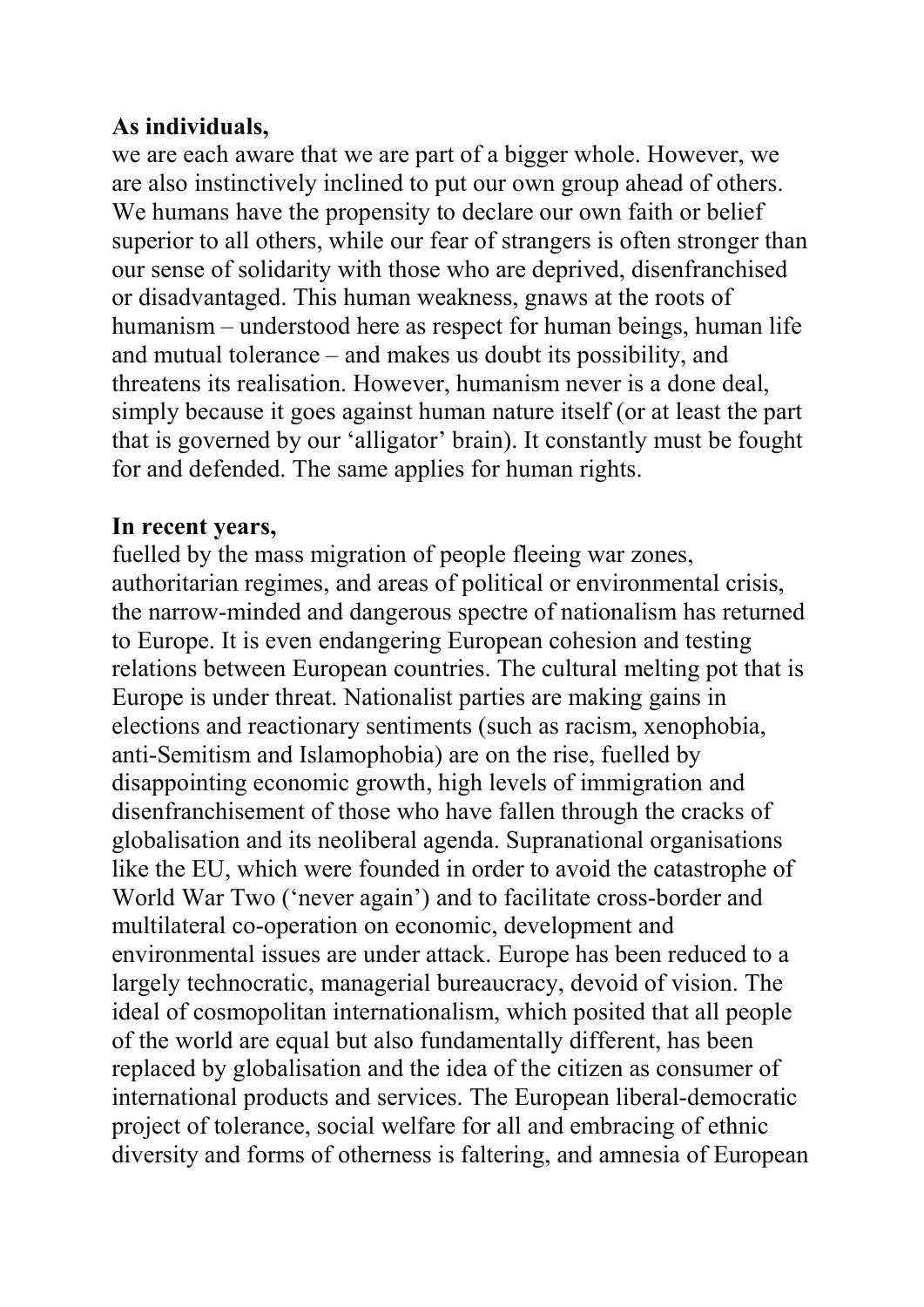**As individuals,**
we are each aware that we are part of a bigger whole. However, we are also instinctively inclined to put our own group ahead of others. We humans have the propensity to declare our own faith or belief superior to all others, while our fear of strangers is often stronger than our sense of solidarity with those who are deprived, disenfranchised or disadvantaged. This human weakness, gnaws at the roots of humanism – understood here as respect for human beings, human life and mutual tolerance – and makes us doubt its possibility, and threatens its realisation. However, humanism never is a done deal, simply because it goes against human nature itself (or at least the part that is governed by our 'alligator' brain). It constantly must be fought for and defended. The same applies for human rights.

**In recent years,**
fuelled by the mass migration of people fleeing war zones, authoritarian regimes, and areas of political or environmental crisis, the narrow-minded and dangerous spectre of nationalism has returned to Europe. It is even endangering European cohesion and testing relations between European countries. The cultural melting pot that is Europe is under threat. Nationalist parties are making gains in elections and reactionary sentiments (such as racism, xenophobia, anti-Semitism and Islamophobia) are on the rise, fuelled by disappointing economic growth, high levels of immigration and disenfranchisement of those who have fallen through the cracks of globalisation and its neoliberal agenda. Supranational organisations like the EU, which were founded in order to avoid the catastrophe of World War Two ('never again') and to facilitate cross-border and multilateral co-operation on economic, development and environmental issues are under attack. Europe has been reduced to a largely technocratic, managerial bureaucracy, devoid of vision. The ideal of cosmopolitan internationalism, which posited that all people of the world are equal but also fundamentally different, has been replaced by globalisation and the idea of the citizen as consumer of international products and services. The European liberal-democratic project of tolerance, social welfare for all and embracing of ethnic diversity and forms of otherness is faltering, and amnesia of European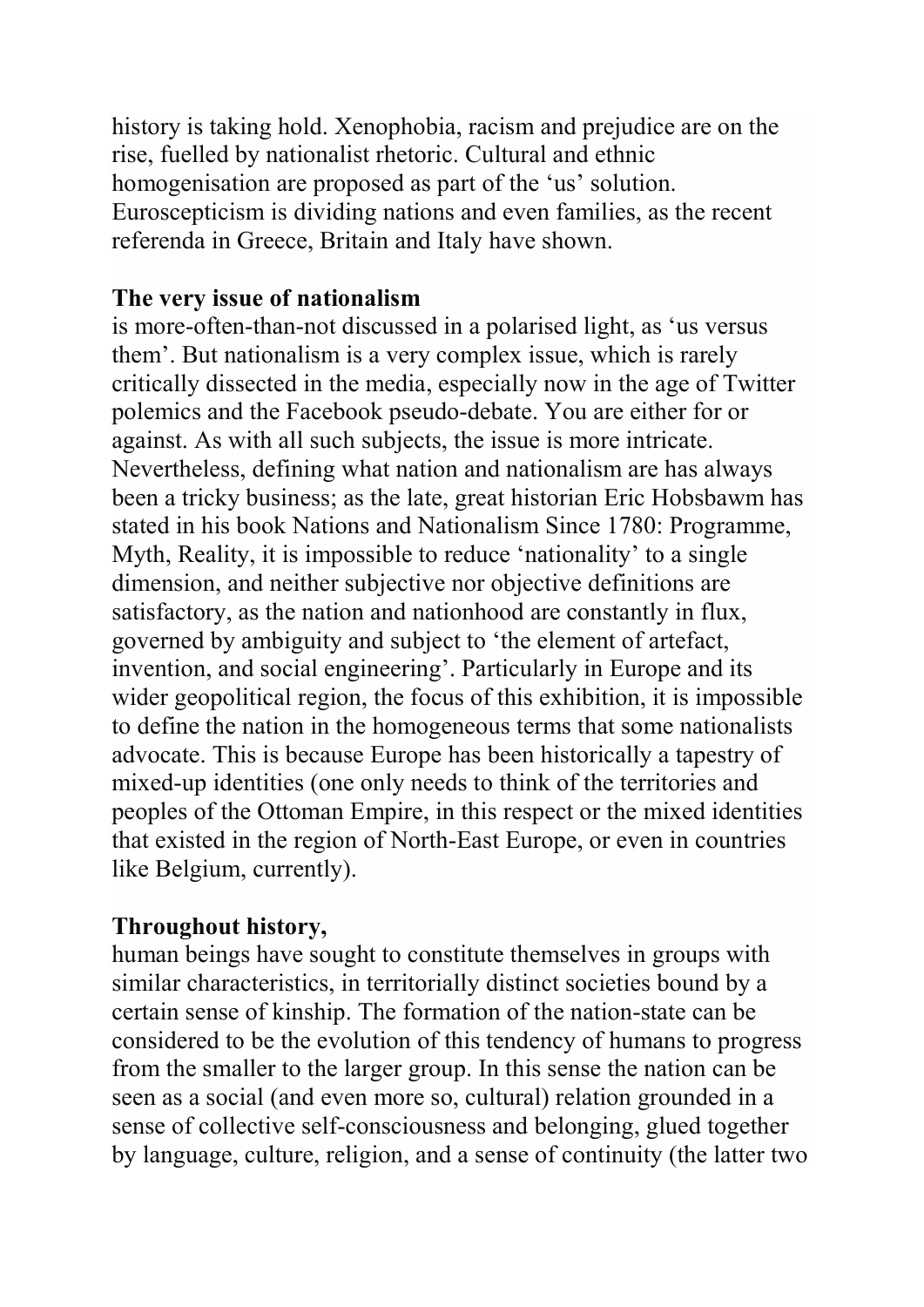history is taking hold. Xenophobia, racism and prejudice are on the rise, fuelled by nationalist rhetoric. Cultural and ethnic homogenisation are proposed as part of the 'us' solution. Euroscepticism is dividing nations and even families, as the recent referenda in Greece, Britain and Italy have shown.

**The very issue of nationalism** is more-often-than-not discussed in a polarised light, as 'us versus them'. But nationalism is a very complex issue, which is rarely critically dissected in the media, especially now in the age of Twitter polemics and the Facebook pseudo-debate. You are either for or against. As with all such subjects, the issue is more intricate. Nevertheless, defining what nation and nationalism are has always been a tricky business; as the late, great historian Eric Hobsbawm has stated in his book Nations and Nationalism Since 1780: Programme, Myth, Reality, it is impossible to reduce 'nationality' to a single dimension, and neither subjective nor objective definitions are satisfactory, as the nation and nationhood are constantly in flux, governed by ambiguity and subject to 'the element of artefact, invention, and social engineering'. Particularly in Europe and its wider geopolitical region, the focus of this exhibition, it is impossible to define the nation in the homogeneous terms that some nationalists advocate. This is because Europe has been historically a tapestry of mixed-up identities (one only needs to think of the territories and peoples of the Ottoman Empire, in this respect or the mixed identities that existed in the region of North-East Europe, or even in countries like Belgium, currently).

**Throughout history,** human beings have sought to constitute themselves in groups with similar characteristics, in territorially distinct societies bound by a certain sense of kinship. The formation of the nation-state can be considered to be the evolution of this tendency of humans to progress from the smaller to the larger group. In this sense the nation can be seen as a social (and even more so, cultural) relation grounded in a sense of collective self-consciousness and belonging, glued together by language, culture, religion, and a sense of continuity (the latter two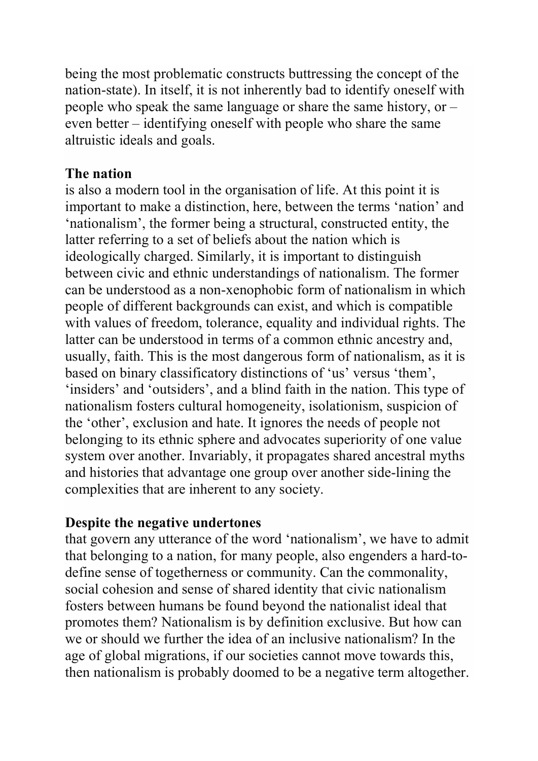being the most problematic constructs buttressing the concept of the nation-state). In itself, it is not inherently bad to identify oneself with people who speak the same language or share the same history, or – even better – identifying oneself with people who share the same altruistic ideals and goals.

**The nation**
is also a modern tool in the organisation of life. At this point it is important to make a distinction, here, between the terms 'nation' and 'nationalism', the former being a structural, constructed entity, the latter referring to a set of beliefs about the nation which is ideologically charged. Similarly, it is important to distinguish between civic and ethnic understandings of nationalism. The former can be understood as a non-xenophobic form of nationalism in which people of different backgrounds can exist, and which is compatible with values of freedom, tolerance, equality and individual rights. The latter can be understood in terms of a common ethnic ancestry and, usually, faith. This is the most dangerous form of nationalism, as it is based on binary classificatory distinctions of 'us' versus 'them', 'insiders' and 'outsiders', and a blind faith in the nation. This type of nationalism fosters cultural homogeneity, isolationism, suspicion of the 'other', exclusion and hate. It ignores the needs of people not belonging to its ethnic sphere and advocates superiority of one value system over another. Invariably, it propagates shared ancestral myths and histories that advantage one group over another side-lining the complexities that are inherent to any society.

**Despite the negative undertones**
that govern any utterance of the word 'nationalism', we have to admit that belonging to a nation, for many people, also engenders a hard-to-define sense of togetherness or community. Can the commonality, social cohesion and sense of shared identity that civic nationalism fosters between humans be found beyond the nationalist ideal that promotes them? Nationalism is by definition exclusive. But how can we or should we further the idea of an inclusive nationalism? In the age of global migrations, if our societies cannot move towards this, then nationalism is probably doomed to be a negative term altogether.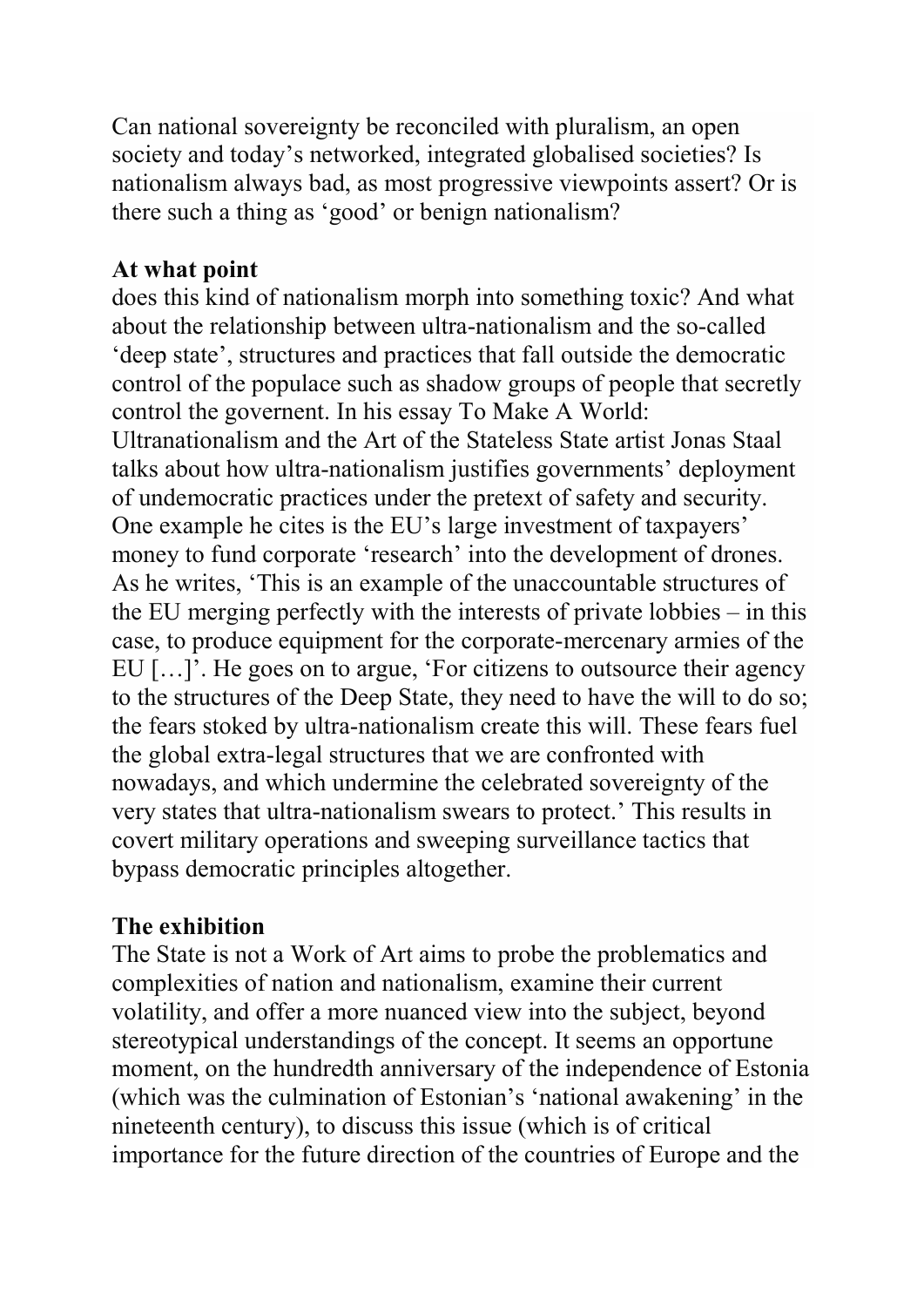Can national sovereignty be reconciled with pluralism, an open society and today's networked, integrated globalised societies? Is nationalism always bad, as most progressive viewpoints assert? Or is there such a thing as 'good' or benign nationalism?

**At what point**

does this kind of nationalism morph into something toxic? And what about the relationship between ultra-nationalism and the so-called 'deep state', structures and practices that fall outside the democratic control of the populace such as shadow groups of people that secretly control the governent. In his essay To Make A World: Ultranationalism and the Art of the Stateless State artist Jonas Staal talks about how ultra-nationalism justifies governments' deployment of undemocratic practices under the pretext of safety and security. One example he cites is the EU's large investment of taxpayers' money to fund corporate 'research' into the development of drones. As he writes, 'This is an example of the unaccountable structures of the EU merging perfectly with the interests of private lobbies – in this case, to produce equipment for the corporate-mercenary armies of the EU […]'. He goes on to argue, 'For citizens to outsource their agency to the structures of the Deep State, they need to have the will to do so; the fears stoked by ultra-nationalism create this will. These fears fuel the global extra-legal structures that we are confronted with nowadays, and which undermine the celebrated sovereignty of the very states that ultra-nationalism swears to protect.' This results in covert military operations and sweeping surveillance tactics that bypass democratic principles altogether.

**The exhibition**

The State is not a Work of Art aims to probe the problematics and complexities of nation and nationalism, examine their current volatility, and offer a more nuanced view into the subject, beyond stereotypical understandings of the concept. It seems an opportune moment, on the hundredth anniversary of the independence of Estonia (which was the culmination of Estonian's 'national awakening' in the nineteenth century), to discuss this issue (which is of critical importance for the future direction of the countries of Europe and the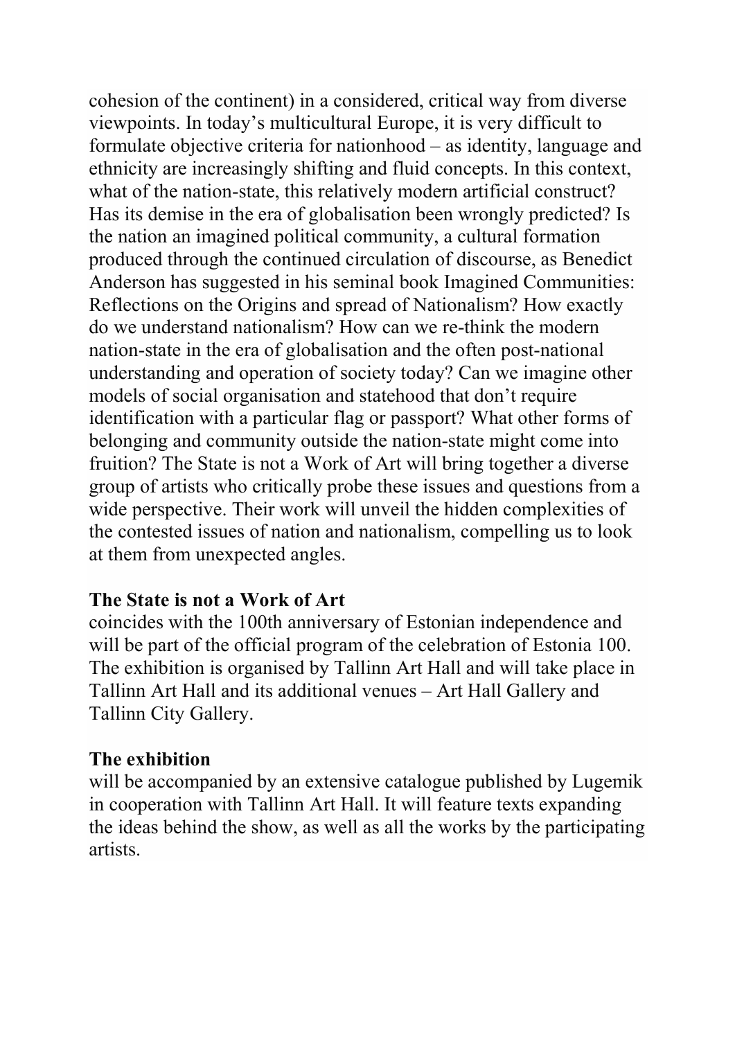cohesion of the continent) in a considered, critical way from diverse viewpoints. In today's multicultural Europe, it is very difficult to formulate objective criteria for nationhood – as identity, language and ethnicity are increasingly shifting and fluid concepts. In this context, what of the nation-state, this relatively modern artificial construct? Has its demise in the era of globalisation been wrongly predicted? Is the nation an imagined political community, a cultural formation produced through the continued circulation of discourse, as Benedict Anderson has suggested in his seminal book Imagined Communities: Reflections on the Origins and spread of Nationalism? How exactly do we understand nationalism? How can we re-think the modern nation-state in the era of globalisation and the often post-national understanding and operation of society today? Can we imagine other models of social organisation and statehood that don't require identification with a particular flag or passport? What other forms of belonging and community outside the nation-state might come into fruition? The State is not a Work of Art will bring together a diverse group of artists who critically probe these issues and questions from a wide perspective. Their work will unveil the hidden complexities of the contested issues of nation and nationalism, compelling us to look at them from unexpected angles.

**The State is not a Work of Art**
coincides with the 100th anniversary of Estonian independence and will be part of the official program of the celebration of Estonia 100. The exhibition is organised by Tallinn Art Hall and will take place in Tallinn Art Hall and its additional venues – Art Hall Gallery and Tallinn City Gallery.

**The exhibition**
will be accompanied by an extensive catalogue published by Lugemik in cooperation with Tallinn Art Hall. It will feature texts expanding the ideas behind the show, as well as all the works by the participating artists.